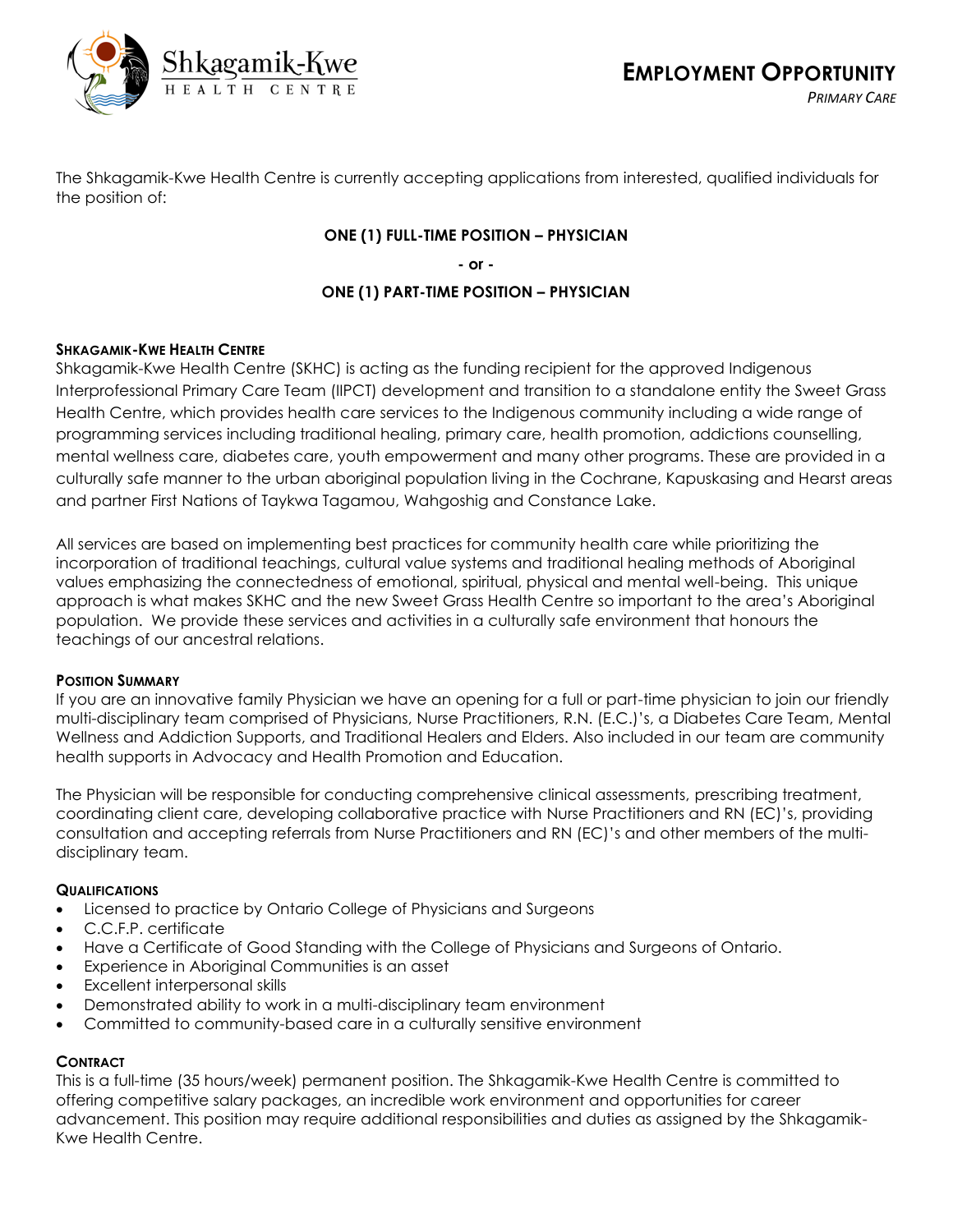Shkagamik-Kwe
HEALTH CENTRE

# EMPLOYMENT OPPORTUNITY

*PRIMARY CARE*

The Shkagamik-Kwe Health Centre is currently accepting applications from interested, qualified individuals for the position of:

**ONE (1) FULL-TIME POSITION – PHYSICIAN**

**- or -**

**ONE (1) PART-TIME POSITION – PHYSICIAN**

## SHKAGAMIK-KWE HEALTH CENTRE

Shkagamik-Kwe Health Centre (SKHC) is acting as the funding recipient for the approved Indigenous Interprofessional Primary Care Team (IIPCT) development and transition to a standalone entity the Sweet Grass Health Centre, which provides health care services to the Indigenous community including a wide range of programming services including traditional healing, primary care, health promotion, addictions counselling, mental wellness care, diabetes care, youth empowerment and many other programs. These are provided in a culturally safe manner to the urban aboriginal population living in the Cochrane, Kapuskasing and Hearst areas and partner First Nations of Taykwa Tagamou, Wahgoshig and Constance Lake.

All services are based on implementing best practices for community health care while prioritizing the incorporation of traditional teachings, cultural value systems and traditional healing methods of Aboriginal values emphasizing the connectedness of emotional, spiritual, physical and mental well-being. This unique approach is what makes SKHC and the new Sweet Grass Health Centre so important to the area's Aboriginal population. We provide these services and activities in a culturally safe environment that honours the teachings of our ancestral relations.

## POSITION SUMMARY

If you are an innovative family Physician we have an opening for a full or part-time physician to join our friendly multi-disciplinary team comprised of Physicians, Nurse Practitioners, R.N. (E.C.)'s, a Diabetes Care Team, Mental Wellness and Addiction Supports, and Traditional Healers and Elders. Also included in our team are community health supports in Advocacy and Health Promotion and Education.

The Physician will be responsible for conducting comprehensive clinical assessments, prescribing treatment, coordinating client care, developing collaborative practice with Nurse Practitioners and RN (EC)'s, providing consultation and accepting referrals from Nurse Practitioners and RN (EC)'s and other members of the multi-disciplinary team.

## QUALIFICATIONS

- Licensed to practice by Ontario College of Physicians and Surgeons
- C.C.F.P. certificate
- Have a Certificate of Good Standing with the College of Physicians and Surgeons of Ontario.
- Experience in Aboriginal Communities is an asset
- Excellent interpersonal skills
- Demonstrated ability to work in a multi-disciplinary team environment
- Committed to community-based care in a culturally sensitive environment

## CONTRACT

This is a full-time (35 hours/week) permanent position. The Shkagamik-Kwe Health Centre is committed to offering competitive salary packages, an incredible work environment and opportunities for career advancement. This position may require additional responsibilities and duties as assigned by the Shkagamik-Kwe Health Centre.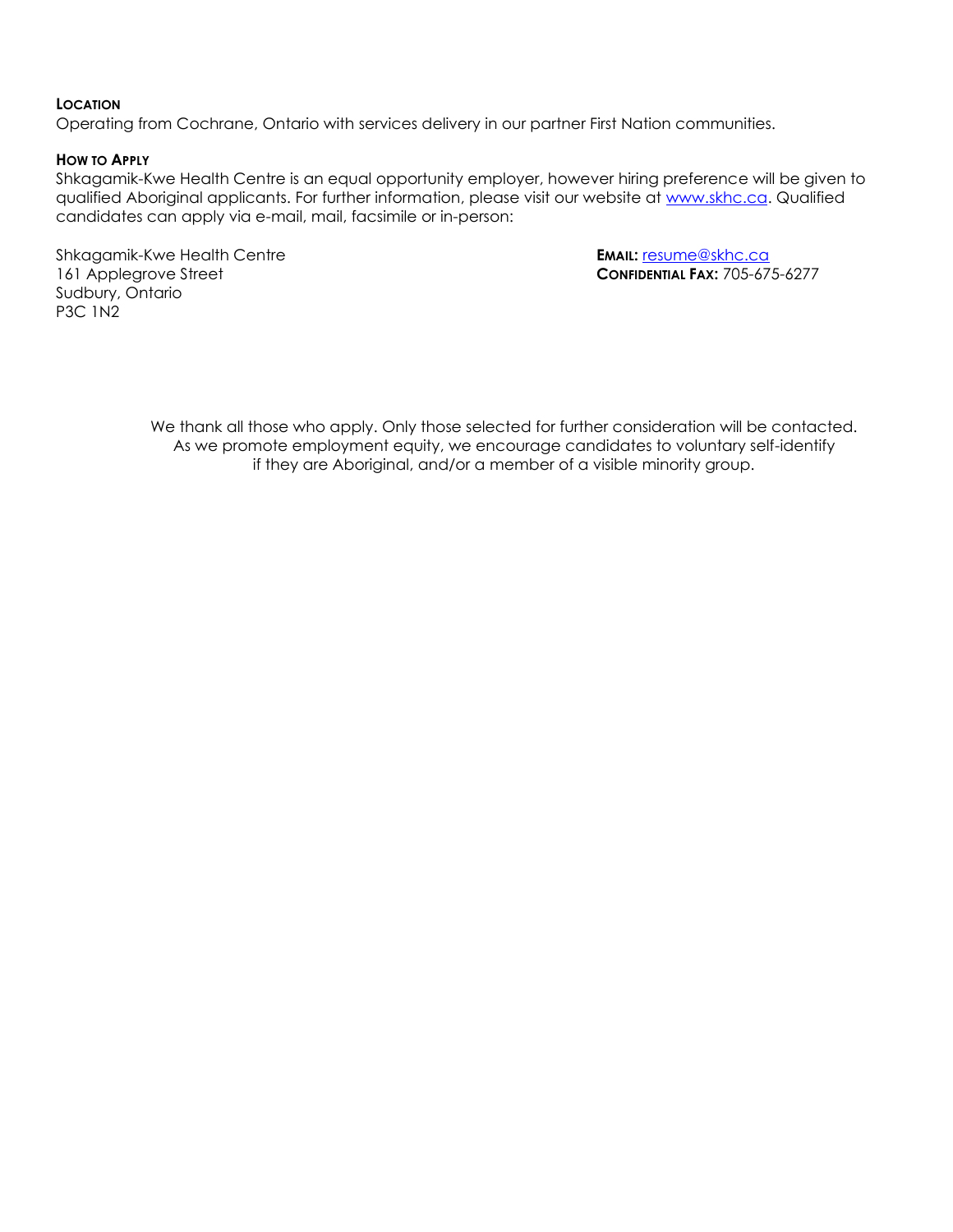**LOCATION**
Operating from Cochrane, Ontario with services delivery in our partner First Nation communities.

**HOW TO APPLY**
Shkagamik-Kwe Health Centre is an equal opportunity employer, however hiring preference will be given to qualified Aboriginal applicants. For further information, please visit our website at www.skhc.ca. Qualified candidates can apply via e-mail, mail, facsimile or in-person:

Shkagamik-Kwe Health Centre
161 Applegrove Street
Sudbury, Ontario
P3C 1N2

**EMAIL:** resume@skhc.ca
**CONFIDENTIAL FAX:** 705-675-6277

We thank all those who apply. Only those selected for further consideration will be contacted. As we promote employment equity, we encourage candidates to voluntary self-identify if they are Aboriginal, and/or a member of a visible minority group.